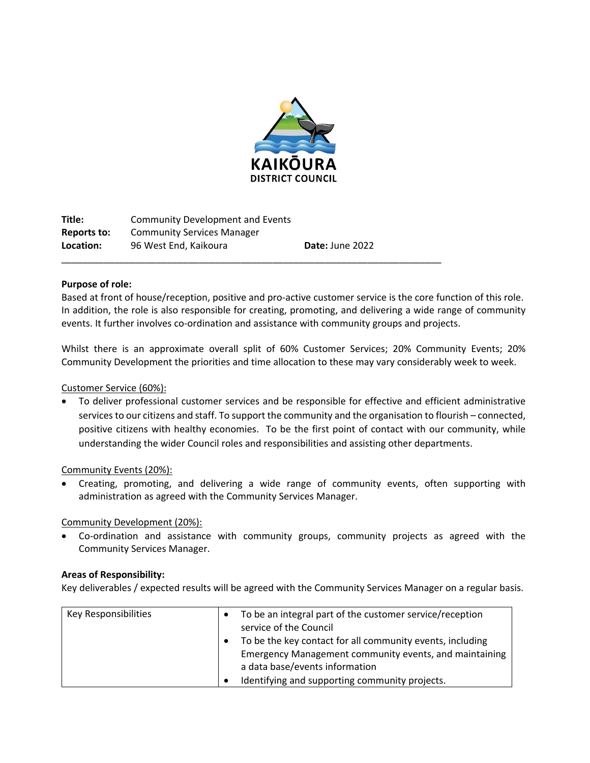KAIKŌURA
DISTRICT COUNCIL

**Title:** Community Development and Events
**Reports to:** Community Services Manager
**Location:** 96 West End, Kaikoura **Date:** June 2022

---

**Purpose of role:**

Based at front of house/reception, positive and pro-active customer service is the core function of this role. In addition, the role is also responsible for creating, promoting, and delivering a wide range of community events. It further involves co-ordination and assistance with community groups and projects.

Whilst there is an approximate overall split of 60% Customer Services; 20% Community Events; 20% Community Development the priorities and time allocation to these may vary considerably week to week.

Customer Service (60%):

- To deliver professional customer services and be responsible for effective and efficient administrative services to our citizens and staff. To support the community and the organisation to flourish – connected, positive citizens with healthy economies. To be the first point of contact with our community, while understanding the wider Council roles and responsibilities and assisting other departments.

Community Events (20%):

- Creating, promoting, and delivering a wide range of community events, often supporting with administration as agreed with the Community Services Manager.

Community Development (20%):

- Co-ordination and assistance with community groups, community projects as agreed with the Community Services Manager.

**Areas of Responsibility:**

Key deliverables / expected results will be agreed with the Community Services Manager on a regular basis.

| Key Responsibilities | • To be an integral part of the customer service/reception service of the Council<br>• To be the key contact for all community events, including Emergency Management community events, and maintaining a data base/events information<br>• Identifying and supporting community projects. |
|---|---|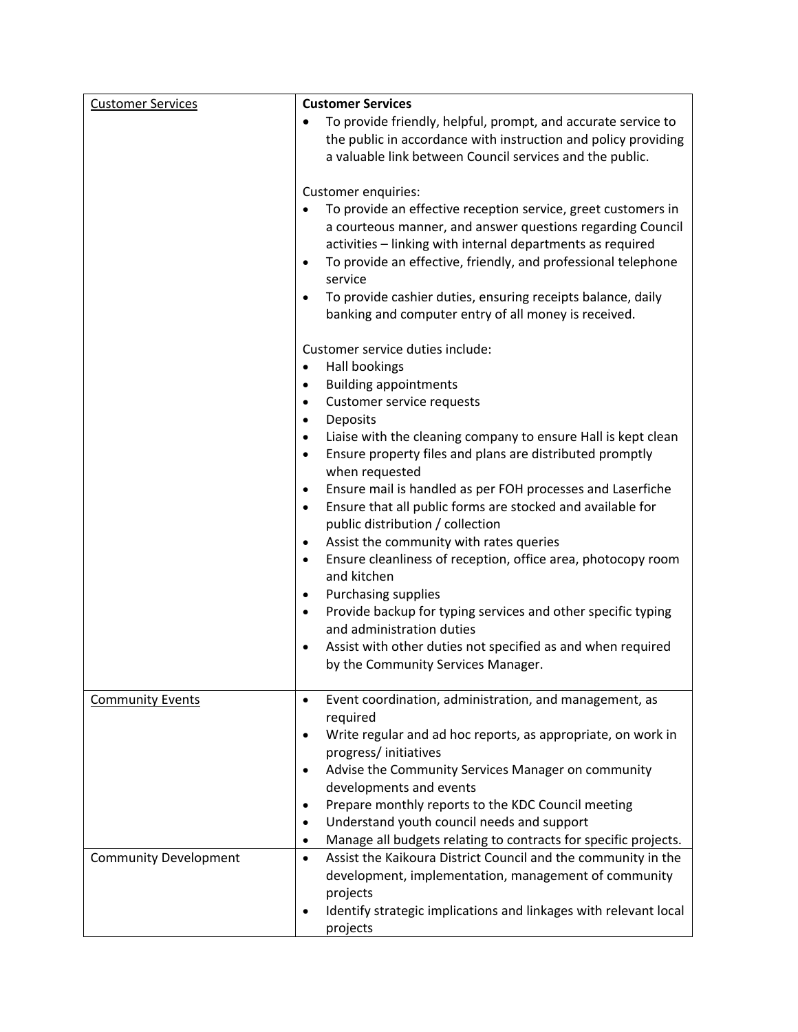| Customer Services | **Customer Services**<br>• To provide friendly, helpful, prompt, and accurate service to the public in accordance with instruction and policy providing a valuable link between Council services and the public.<br><br>Customer enquiries:<br>• To provide an effective reception service, greet customers in a courteous manner, and answer questions regarding Council activities – linking with internal departments as required<br>• To provide an effective, friendly, and professional telephone service<br>• To provide cashier duties, ensuring receipts balance, daily banking and computer entry of all money is received.<br><br>Customer service duties include:<br>• Hall bookings<br>• Building appointments<br>• Customer service requests<br>• Deposits<br>• Liaise with the cleaning company to ensure Hall is kept clean<br>• Ensure property files and plans are distributed promptly when requested<br>• Ensure mail is handled as per FOH processes and Laserfiche<br>• Ensure that all public forms are stocked and available for public distribution / collection<br>• Assist the community with rates queries<br>• Ensure cleanliness of reception, office area, photocopy room and kitchen<br>• Purchasing supplies<br>• Provide backup for typing services and other specific typing and administration duties<br>• Assist with other duties not specified as and when required by the Community Services Manager. |
|---|---|
| Community Events | • Event coordination, administration, and management, as required<br>• Write regular and ad hoc reports, as appropriate, on work in progress/ initiatives<br>• Advise the Community Services Manager on community developments and events<br>• Prepare monthly reports to the KDC Council meeting<br>• Understand youth council needs and support<br>• Manage all budgets relating to contracts for specific projects. |
| Community Development | • Assist the Kaikoura District Council and the community in the development, implementation, management of community projects<br>• Identify strategic implications and linkages with relevant local projects |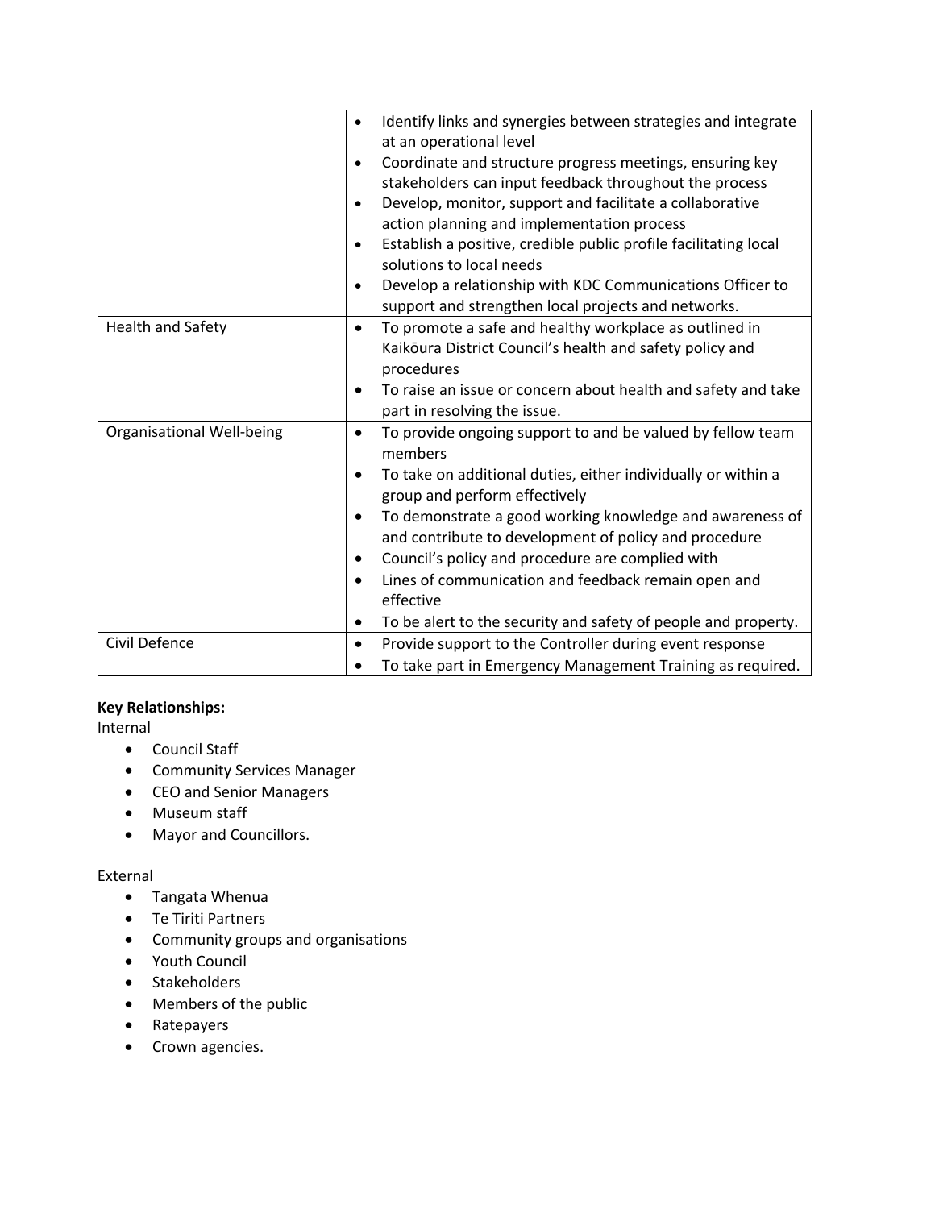| | |
|---|---|
| | • Identify links and synergies between strategies and integrate at an operational level<br>• Coordinate and structure progress meetings, ensuring key stakeholders can input feedback throughout the process<br>• Develop, monitor, support and facilitate a collaborative action planning and implementation process<br>• Establish a positive, credible public profile facilitating local solutions to local needs<br>• Develop a relationship with KDC Communications Officer to support and strengthen local projects and networks. |
| Health and Safety | • To promote a safe and healthy workplace as outlined in Kaikōura District Council's health and safety policy and procedures<br>• To raise an issue or concern about health and safety and take part in resolving the issue. |
| Organisational Well-being | • To provide ongoing support to and be valued by fellow team members<br>• To take on additional duties, either individually or within a group and perform effectively<br>• To demonstrate a good working knowledge and awareness of and contribute to development of policy and procedure<br>• Council's policy and procedure are complied with<br>• Lines of communication and feedback remain open and effective<br>• To be alert to the security and safety of people and property. |
| Civil Defence | • Provide support to the Controller during event response<br>• To take part in Emergency Management Training as required. |

**Key Relationships:**

Internal

- Council Staff
- Community Services Manager
- CEO and Senior Managers
- Museum staff
- Mayor and Councillors.

External

- Tangata Whenua
- Te Tiriti Partners
- Community groups and organisations
- Youth Council
- Stakeholders
- Members of the public
- Ratepayers
- Crown agencies.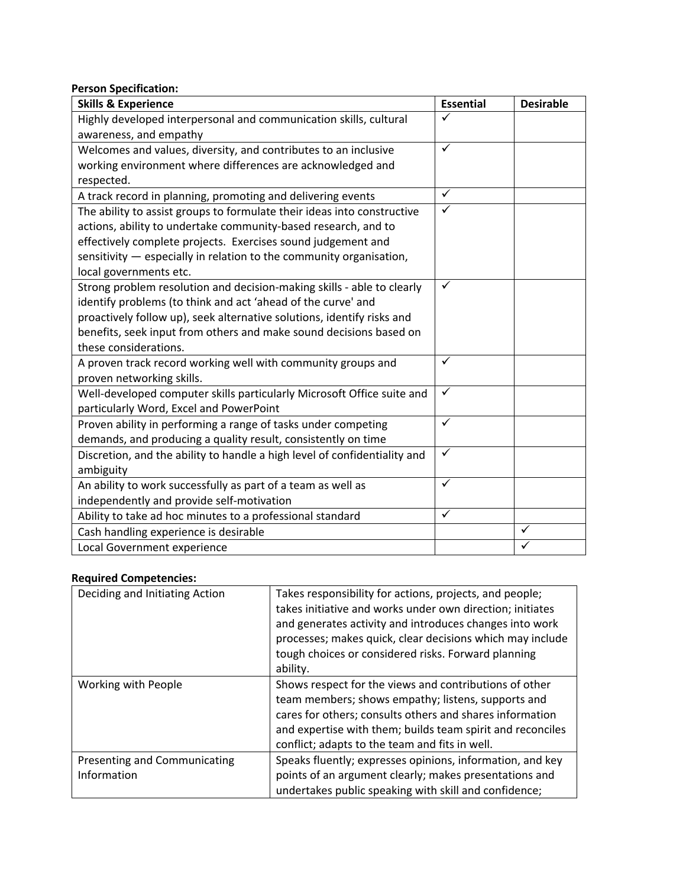**Person Specification:**

| Skills & Experience | Essential | Desirable |
|---|---|---|
| Highly developed interpersonal and communication skills, cultural awareness, and empathy | ✓ | |
| Welcomes and values, diversity, and contributes to an inclusive working environment where differences are acknowledged and respected. | ✓ | |
| A track record in planning, promoting and delivering events | ✓ | |
| The ability to assist groups to formulate their ideas into constructive actions, ability to undertake community-based research, and to effectively complete projects. Exercises sound judgement and sensitivity — especially in relation to the community organisation, local governments etc. | ✓ | |
| Strong problem resolution and decision-making skills - able to clearly identify problems (to think and act 'ahead of the curve' and proactively follow up), seek alternative solutions, identify risks and benefits, seek input from others and make sound decisions based on these considerations. | ✓ | |
| A proven track record working well with community groups and proven networking skills. | ✓ | |
| Well-developed computer skills particularly Microsoft Office suite and particularly Word, Excel and PowerPoint | ✓ | |
| Proven ability in performing a range of tasks under competing demands, and producing a quality result, consistently on time | ✓ | |
| Discretion, and the ability to handle a high level of confidentiality and ambiguity | ✓ | |
| An ability to work successfully as part of a team as well as independently and provide self-motivation | ✓ | |
| Ability to take ad hoc minutes to a professional standard | ✓ | |
| Cash handling experience is desirable | | ✓ |
| Local Government experience | | ✓ |

**Required Competencies:**

| | |
|---|---|
| Deciding and Initiating Action | Takes responsibility for actions, projects, and people; takes initiative and works under own direction; initiates and generates activity and introduces changes into work processes; makes quick, clear decisions which may include tough choices or considered risks. Forward planning ability. |
| Working with People | Shows respect for the views and contributions of other team members; shows empathy; listens, supports and cares for others; consults others and shares information and expertise with them; builds team spirit and reconciles conflict; adapts to the team and fits in well. |
| Presenting and Communicating Information | Speaks fluently; expresses opinions, information, and key points of an argument clearly; makes presentations and undertakes public speaking with skill and confidence; |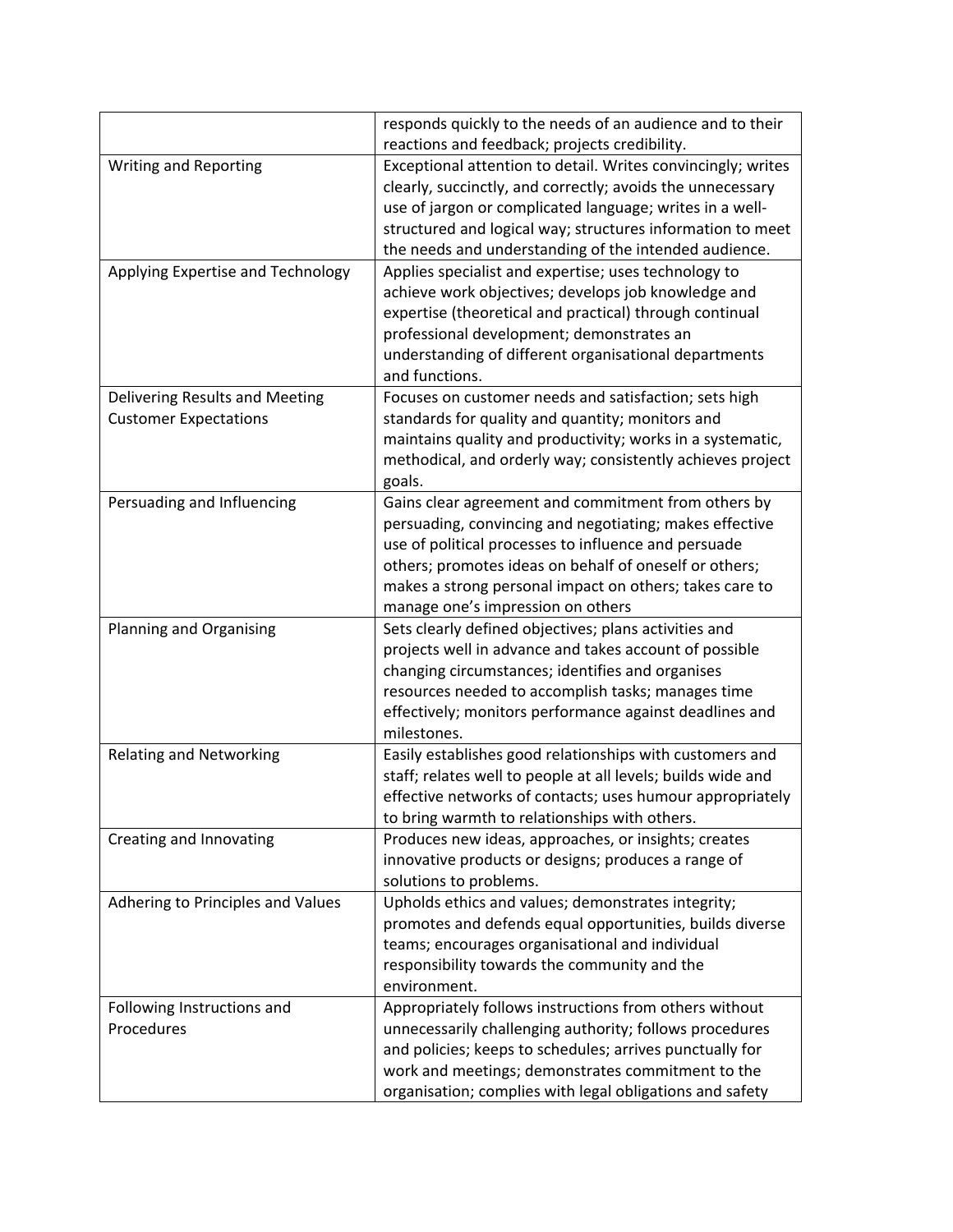| | |
|---|---|
| | responds quickly to the needs of an audience and to their reactions and feedback; projects credibility. |
| Writing and Reporting | Exceptional attention to detail. Writes convincingly; writes clearly, succinctly, and correctly; avoids the unnecessary use of jargon or complicated language; writes in a well-structured and logical way; structures information to meet the needs and understanding of the intended audience. |
| Applying Expertise and Technology | Applies specialist and expertise; uses technology to achieve work objectives; develops job knowledge and expertise (theoretical and practical) through continual professional development; demonstrates an understanding of different organisational departments and functions. |
| Delivering Results and Meeting Customer Expectations | Focuses on customer needs and satisfaction; sets high standards for quality and quantity; monitors and maintains quality and productivity; works in a systematic, methodical, and orderly way; consistently achieves project goals. |
| Persuading and Influencing | Gains clear agreement and commitment from others by persuading, convincing and negotiating; makes effective use of political processes to influence and persuade others; promotes ideas on behalf of oneself or others; makes a strong personal impact on others; takes care to manage one's impression on others |
| Planning and Organising | Sets clearly defined objectives; plans activities and projects well in advance and takes account of possible changing circumstances; identifies and organises resources needed to accomplish tasks; manages time effectively; monitors performance against deadlines and milestones. |
| Relating and Networking | Easily establishes good relationships with customers and staff; relates well to people at all levels; builds wide and effective networks of contacts; uses humour appropriately to bring warmth to relationships with others. |
| Creating and Innovating | Produces new ideas, approaches, or insights; creates innovative products or designs; produces a range of solutions to problems. |
| Adhering to Principles and Values | Upholds ethics and values; demonstrates integrity; promotes and defends equal opportunities, builds diverse teams; encourages organisational and individual responsibility towards the community and the environment. |
| Following Instructions and Procedures | Appropriately follows instructions from others without unnecessarily challenging authority; follows procedures and policies; keeps to schedules; arrives punctually for work and meetings; demonstrates commitment to the organisation; complies with legal obligations and safety |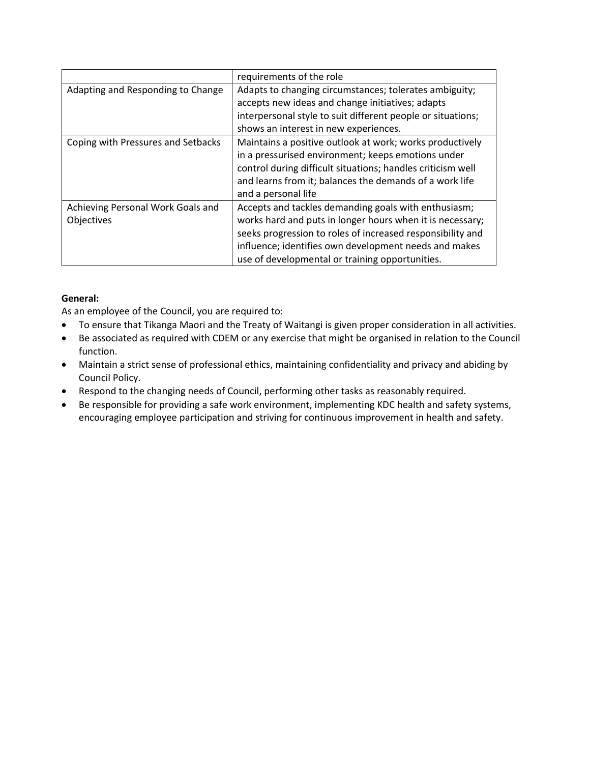| | |
|---|---|
| | requirements of the role |
| Adapting and Responding to Change | Adapts to changing circumstances; tolerates ambiguity; accepts new ideas and change initiatives; adapts interpersonal style to suit different people or situations; shows an interest in new experiences. |
| Coping with Pressures and Setbacks | Maintains a positive outlook at work; works productively in a pressurised environment; keeps emotions under control during difficult situations; handles criticism well and learns from it; balances the demands of a work life and a personal life |
| Achieving Personal Work Goals and Objectives | Accepts and tackles demanding goals with enthusiasm; works hard and puts in longer hours when it is necessary; seeks progression to roles of increased responsibility and influence; identifies own development needs and makes use of developmental or training opportunities. |

**General:**

As an employee of the Council, you are required to:

- To ensure that Tikanga Maori and the Treaty of Waitangi is given proper consideration in all activities.
- Be associated as required with CDEM or any exercise that might be organised in relation to the Council function.
- Maintain a strict sense of professional ethics, maintaining confidentiality and privacy and abiding by Council Policy.
- Respond to the changing needs of Council, performing other tasks as reasonably required.
- Be responsible for providing a safe work environment, implementing KDC health and safety systems, encouraging employee participation and striving for continuous improvement in health and safety.